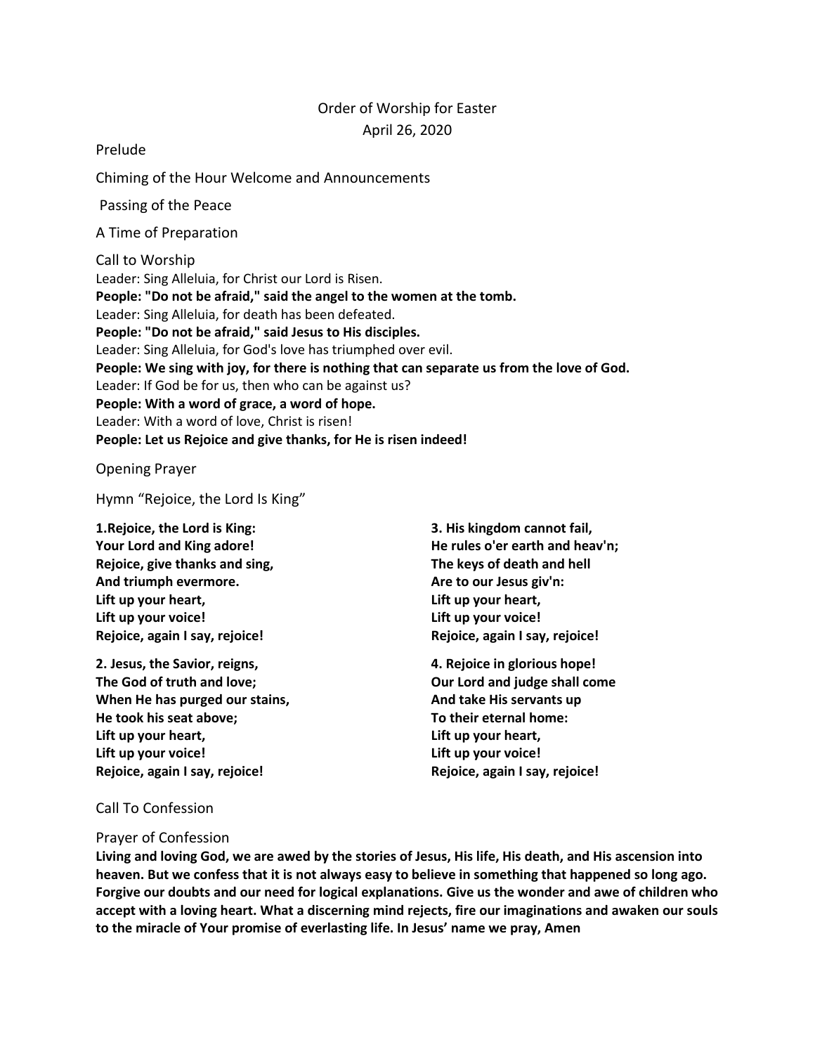# Order of Worship for Easter

April 26, 2020

Prelude

Chiming of the Hour Welcome and Announcements

Passing of the Peace

A Time of Preparation

## Call to Worship

Leader: Sing Alleluia, for Christ our Lord is Risen.

**People: "Do not be afraid," said the angel to the women at the tomb.**

Leader: Sing Alleluia, for death has been defeated.

**People: "Do not be afraid," said Jesus to His disciples.**

Leader: Sing Alleluia, for God's love has triumphed over evil.

**People: We sing with joy, for there is nothing that can separate us from the love of God.**

Leader: If God be for us, then who can be against us?

**People: With a word of grace, a word of hope.**

Leader: With a word of love, Christ is risen!

**People: Let us Rejoice and give thanks, for He is risen indeed!**

## Opening Prayer

## Hymn "Rejoice, the Lord Is King"

**1.Rejoice, the Lord is King:
Your Lord and King adore!
Rejoice, give thanks and sing,
And triumph evermore.
Lift up your heart,
Lift up your voice!
Rejoice, again I say, rejoice!**

**2. Jesus, the Savior, reigns,
The God of truth and love;
When He has purged our stains,
He took his seat above;
Lift up your heart,
Lift up your voice!
Rejoice, again I say, rejoice!**

**3. His kingdom cannot fail,
He rules o'er earth and heav'n;
The keys of death and hell
Are to our Jesus giv'n:
Lift up your heart,
Lift up your voice!
Rejoice, again I say, rejoice!**

**4. Rejoice in glorious hope!
Our Lord and judge shall come
And take His servants up
To their eternal home:
Lift up your heart,
Lift up your voice!
Rejoice, again I say, rejoice!**

## Call To Confession

## Prayer of Confession

**Living and loving God, we are awed by the stories of Jesus, His life, His death, and His ascension into heaven. But we confess that it is not always easy to believe in something that happened so long ago. Forgive our doubts and our need for logical explanations. Give us the wonder and awe of children who accept with a loving heart. What a discerning mind rejects, fire our imaginations and awaken our souls to the miracle of Your promise of everlasting life. In Jesus' name we pray, Amen**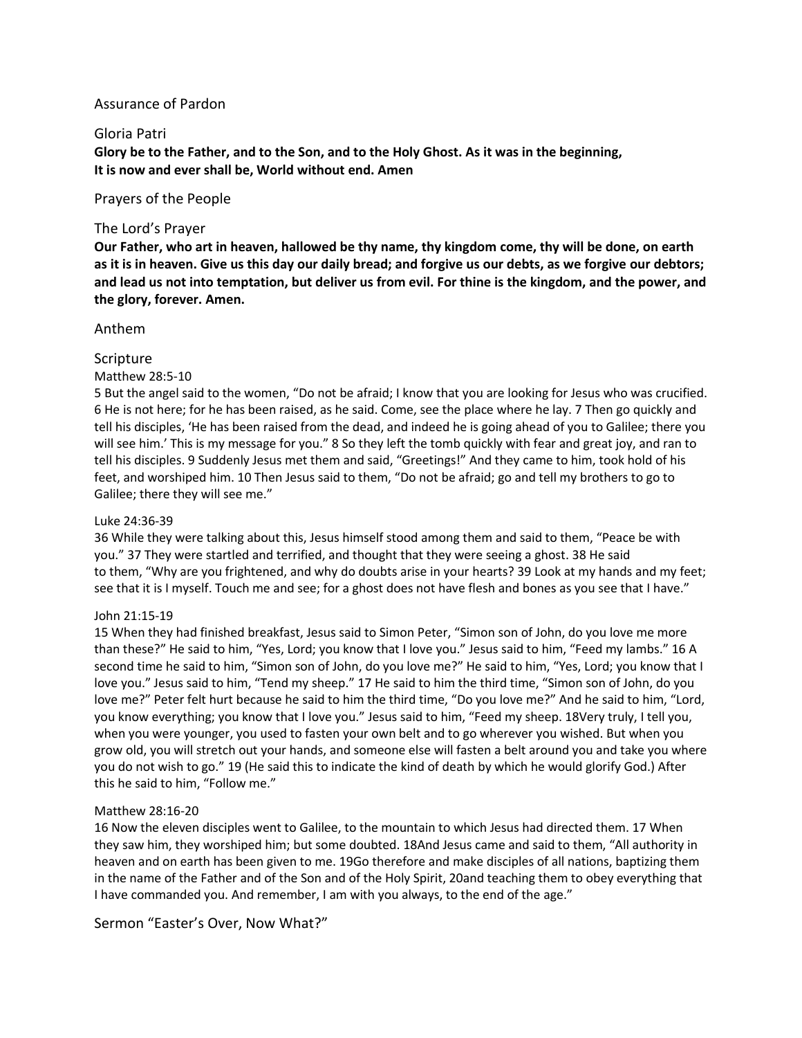## Assurance of Pardon

## Gloria Patri

**Glory be to the Father, and to the Son, and to the Holy Ghost. As it was in the beginning, It is now and ever shall be, World without end. Amen**

## Prayers of the People

## The Lord's Prayer

**Our Father, who art in heaven, hallowed be thy name, thy kingdom come, thy will be done, on earth as it is in heaven. Give us this day our daily bread; and forgive us our debts, as we forgive our debtors; and lead us not into temptation, but deliver us from evil. For thine is the kingdom, and the power, and the glory, forever. Amen.**

## Anthem

## Scripture

Matthew 28:5-10

5 But the angel said to the women, "Do not be afraid; I know that you are looking for Jesus who was crucified. 6 He is not here; for he has been raised, as he said. Come, see the place where he lay. 7 Then go quickly and tell his disciples, 'He has been raised from the dead, and indeed he is going ahead of you to Galilee; there you will see him.' This is my message for you." 8 So they left the tomb quickly with fear and great joy, and ran to tell his disciples. 9 Suddenly Jesus met them and said, "Greetings!" And they came to him, took hold of his feet, and worshiped him. 10 Then Jesus said to them, "Do not be afraid; go and tell my brothers to go to Galilee; there they will see me."

Luke 24:36-39

36 While they were talking about this, Jesus himself stood among them and said to them, "Peace be with you." 37 They were startled and terrified, and thought that they were seeing a ghost. 38 He said to them, "Why are you frightened, and why do doubts arise in your hearts? 39 Look at my hands and my feet; see that it is I myself. Touch me and see; for a ghost does not have flesh and bones as you see that I have."

John 21:15-19

15 When they had finished breakfast, Jesus said to Simon Peter, "Simon son of John, do you love me more than these?" He said to him, "Yes, Lord; you know that I love you." Jesus said to him, "Feed my lambs." 16 A second time he said to him, "Simon son of John, do you love me?" He said to him, "Yes, Lord; you know that I love you." Jesus said to him, "Tend my sheep." 17 He said to him the third time, "Simon son of John, do you love me?" Peter felt hurt because he said to him the third time, "Do you love me?" And he said to him, "Lord, you know everything; you know that I love you." Jesus said to him, "Feed my sheep. 18Very truly, I tell you, when you were younger, you used to fasten your own belt and to go wherever you wished. But when you grow old, you will stretch out your hands, and someone else will fasten a belt around you and take you where you do not wish to go." 19 (He said this to indicate the kind of death by which he would glorify God.) After this he said to him, "Follow me."

Matthew 28:16-20

16 Now the eleven disciples went to Galilee, to the mountain to which Jesus had directed them. 17 When they saw him, they worshiped him; but some doubted. 18And Jesus came and said to them, "All authority in heaven and on earth has been given to me. 19Go therefore and make disciples of all nations, baptizing them in the name of the Father and of the Son and of the Holy Spirit, 20and teaching them to obey everything that I have commanded you. And remember, I am with you always, to the end of the age."

## Sermon "Easter's Over, Now What?"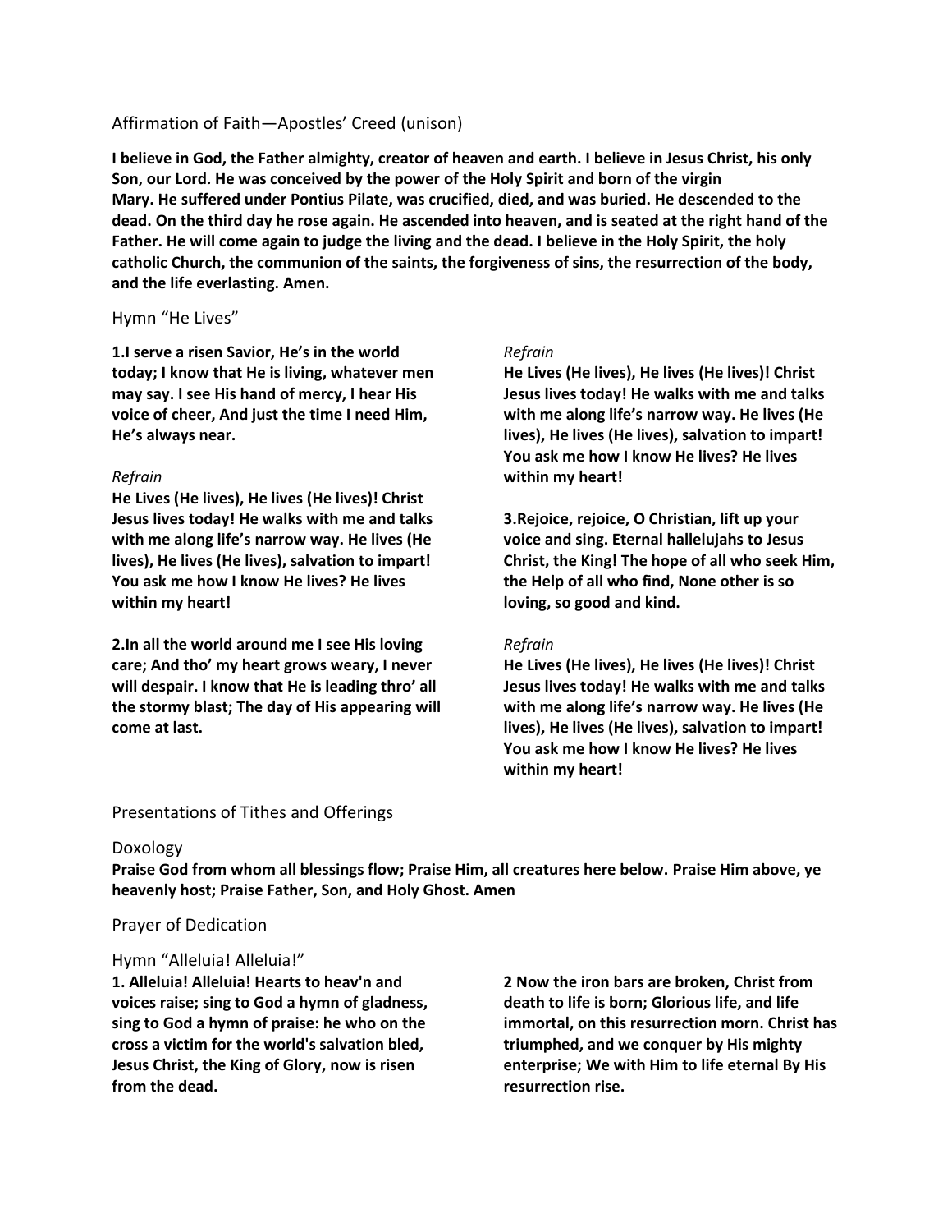## Affirmation of Faith—Apostles' Creed (unison)

**I believe in God, the Father almighty, creator of heaven and earth. I believe in Jesus Christ, his only Son, our Lord. He was conceived by the power of the Holy Spirit and born of the virgin Mary. He suffered under Pontius Pilate, was crucified, died, and was buried. He descended to the dead. On the third day he rose again. He ascended into heaven, and is seated at the right hand of the Father. He will come again to judge the living and the dead. I believe in the Holy Spirit, the holy catholic Church, the communion of the saints, the forgiveness of sins, the resurrection of the body, and the life everlasting. Amen.**

## Hymn "He Lives"

**1.I serve a risen Savior, He's in the world today; I know that He is living, whatever men may say. I see His hand of mercy, I hear His voice of cheer, And just the time I need Him, He's always near.**

*Refrain*
**He Lives (He lives), He lives (He lives)! Christ Jesus lives today! He walks with me and talks with me along life's narrow way. He lives (He lives), He lives (He lives), salvation to impart! You ask me how I know He lives? He lives within my heart!**

**2.In all the world around me I see His loving care; And tho' my heart grows weary, I never will despair. I know that He is leading thro' all the stormy blast; The day of His appearing will come at last.**

*Refrain*
**He Lives (He lives), He lives (He lives)! Christ Jesus lives today! He walks with me and talks with me along life's narrow way. He lives (He lives), He lives (He lives), salvation to impart! You ask me how I know He lives? He lives within my heart!**

**3.Rejoice, rejoice, O Christian, lift up your voice and sing. Eternal hallelujahs to Jesus Christ, the King! The hope of all who seek Him, the Help of all who find, None other is so loving, so good and kind.**

*Refrain*
**He Lives (He lives), He lives (He lives)! Christ Jesus lives today! He walks with me and talks with me along life's narrow way. He lives (He lives), He lives (He lives), salvation to impart! You ask me how I know He lives? He lives within my heart!**

## Presentations of Tithes and Offerings

## Doxology

**Praise God from whom all blessings flow; Praise Him, all creatures here below. Praise Him above, ye heavenly host; Praise Father, Son, and Holy Ghost. Amen**

## Prayer of Dedication

## Hymn "Alleluia! Alleluia!"

**1. Alleluia! Alleluia! Hearts to heav'n and voices raise; sing to God a hymn of gladness, sing to God a hymn of praise: he who on the cross a victim for the world's salvation bled, Jesus Christ, the King of Glory, now is risen from the dead.**

**2 Now the iron bars are broken, Christ from death to life is born; Glorious life, and life immortal, on this resurrection morn. Christ has triumphed, and we conquer by His mighty enterprise; We with Him to life eternal By His resurrection rise.**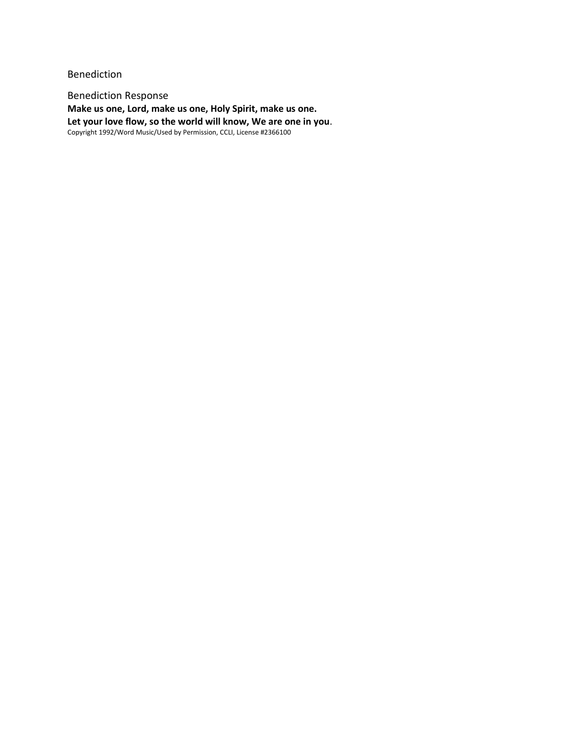Benediction

Benediction Response

**Make us one, Lord, make us one, Holy Spirit, make us one.**
**Let your love flow, so the world will know, We are one in you**.

Copyright 1992/Word Music/Used by Permission, CCLI, License #2366100